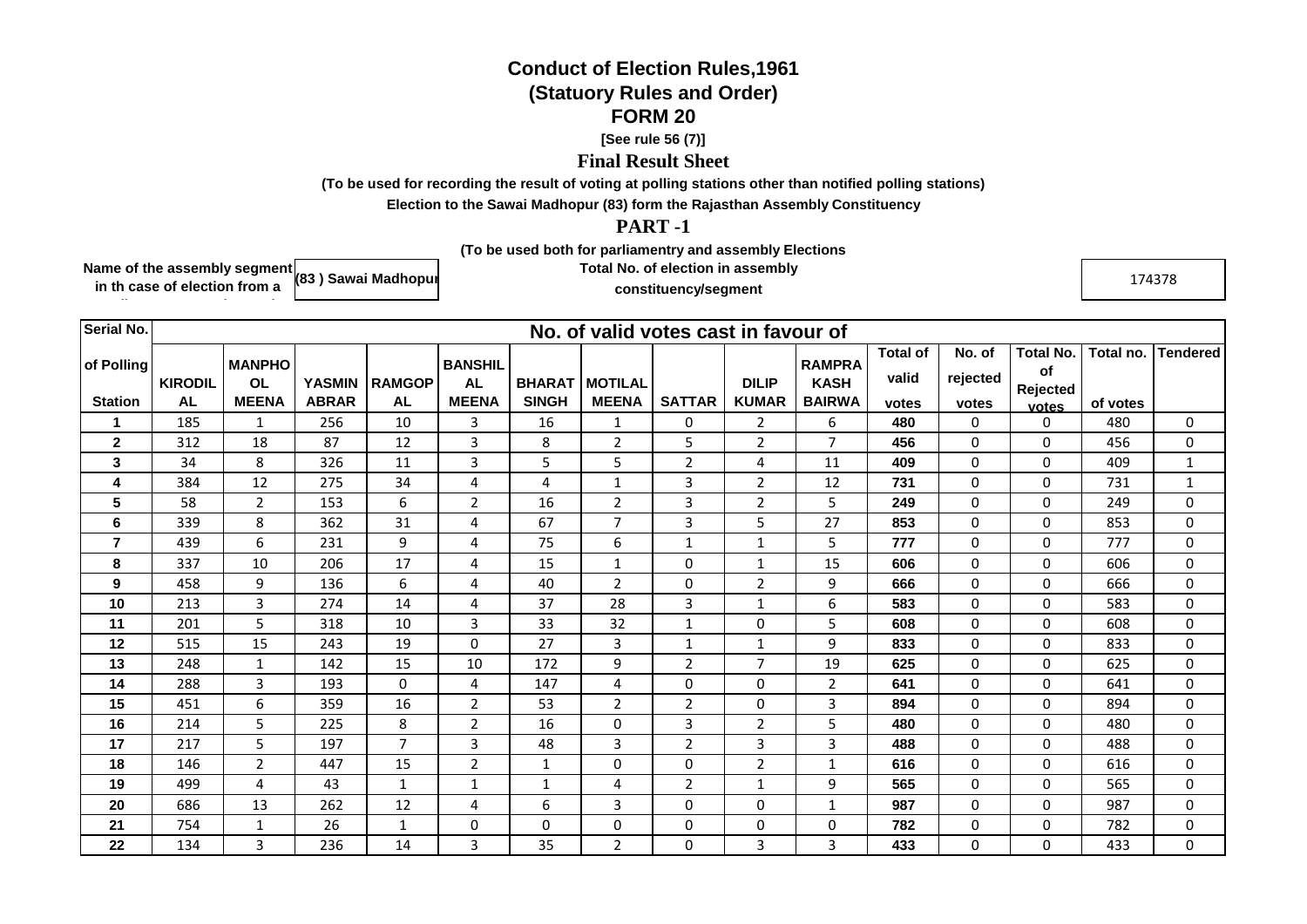# Conduct of Election Rules,1961

## (Statuory Rules and Order)

## FORM 20

**[See rule 56 (7)]**

### Final Result Sheet

**(To be used for recording the result of voting at polling stations other than notified polling stations)**

**Election to the Sawai Madhopur (83) form the Rajasthan Assembly Constituency**

### PART -1

**(To be used both for parliamentry and assembly Elections**

| Name of the assembly segment in th case of election from a | (83 ) Sawai Madhopur | Total No. of election in assembly constituency/segment | 174378 |
|---|---|---|---|

| Serial No. of Polling Station | No. of valid votes cast in favour of | | | | | | | | | | Total of valid votes | No. of rejected votes | Total No. of Rejected votes | Total no. of votes | Tendered |
|---|---|---|---|---|---|---|---|---|---|---|---|---|---|---|---|
| | KIRODILAL | MANPHOOL MEENA | YASMIN ABRAR | RAMGOPAL | BANSHILAL MEENA | BHARAT SINGH | MOTILAL MEENA | SATTAR | DILIP KUMAR | RAMPRAKASH BAIRWA | | | | | |
| 1 | 185 | 1 | 256 | 10 | 3 | 16 | 1 | 0 | 2 | 6 | 480 | 0 | 0 | 480 | 0 |
| 2 | 312 | 18 | 87 | 12 | 3 | 8 | 2 | 5 | 2 | 7 | 456 | 0 | 0 | 456 | 0 |
| 3 | 34 | 8 | 326 | 11 | 3 | 5 | 5 | 2 | 4 | 11 | 409 | 0 | 0 | 409 | 1 |
| 4 | 384 | 12 | 275 | 34 | 4 | 4 | 1 | 3 | 2 | 12 | 731 | 0 | 0 | 731 | 1 |
| 5 | 58 | 2 | 153 | 6 | 2 | 16 | 2 | 3 | 2 | 5 | 249 | 0 | 0 | 249 | 0 |
| 6 | 339 | 8 | 362 | 31 | 4 | 67 | 7 | 3 | 5 | 27 | 853 | 0 | 0 | 853 | 0 |
| 7 | 439 | 6 | 231 | 9 | 4 | 75 | 6 | 1 | 1 | 5 | 777 | 0 | 0 | 777 | 0 |
| 8 | 337 | 10 | 206 | 17 | 4 | 15 | 1 | 0 | 1 | 15 | 606 | 0 | 0 | 606 | 0 |
| 9 | 458 | 9 | 136 | 6 | 4 | 40 | 2 | 0 | 2 | 9 | 666 | 0 | 0 | 666 | 0 |
| 10 | 213 | 3 | 274 | 14 | 4 | 37 | 28 | 3 | 1 | 6 | 583 | 0 | 0 | 583 | 0 |
| 11 | 201 | 5 | 318 | 10 | 3 | 33 | 32 | 1 | 0 | 5 | 608 | 0 | 0 | 608 | 0 |
| 12 | 515 | 15 | 243 | 19 | 0 | 27 | 3 | 1 | 1 | 9 | 833 | 0 | 0 | 833 | 0 |
| 13 | 248 | 1 | 142 | 15 | 10 | 172 | 9 | 2 | 7 | 19 | 625 | 0 | 0 | 625 | 0 |
| 14 | 288 | 3 | 193 | 0 | 4 | 147 | 4 | 0 | 0 | 2 | 641 | 0 | 0 | 641 | 0 |
| 15 | 451 | 6 | 359 | 16 | 2 | 53 | 2 | 2 | 0 | 3 | 894 | 0 | 0 | 894 | 0 |
| 16 | 214 | 5 | 225 | 8 | 2 | 16 | 0 | 3 | 2 | 5 | 480 | 0 | 0 | 480 | 0 |
| 17 | 217 | 5 | 197 | 7 | 3 | 48 | 3 | 2 | 3 | 3 | 488 | 0 | 0 | 488 | 0 |
| 18 | 146 | 2 | 447 | 15 | 2 | 1 | 0 | 0 | 2 | 1 | 616 | 0 | 0 | 616 | 0 |
| 19 | 499 | 4 | 43 | 1 | 1 | 1 | 4 | 2 | 1 | 9 | 565 | 0 | 0 | 565 | 0 |
| 20 | 686 | 13 | 262 | 12 | 4 | 6 | 3 | 0 | 0 | 1 | 987 | 0 | 0 | 987 | 0 |
| 21 | 754 | 1 | 26 | 1 | 0 | 0 | 0 | 0 | 0 | 0 | 782 | 0 | 0 | 782 | 0 |
| 22 | 134 | 3 | 236 | 14 | 3 | 35 | 2 | 0 | 3 | 3 | 433 | 0 | 0 | 433 | 0 |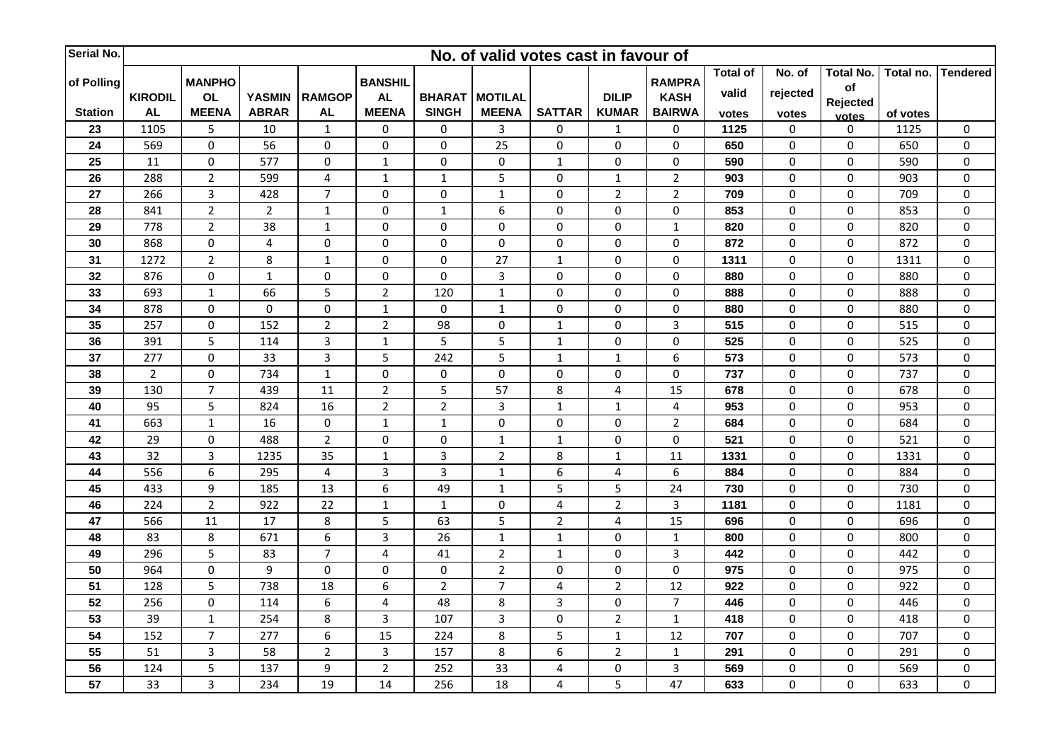| Serial No. of Polling Station | No. of valid votes cast in favour of | | | | | | | | | | Total of valid votes | No. of rejected votes | Total No. of Rejected votes | Total no. of votes | Tendered |
|---|---|---|---|---|---|---|---|---|---|---|---|---|---|---|---|
| | KIRODIL AL | MANPHO OL MEENA | YASMIN ABRAR | RAMGOP AL | BANSHIL AL MEENA | BHARAT SINGH | MOTILAL MEENA | SATTAR | DILIP KUMAR | RAMPRA KASH BAIRWA | | | | | |
| 23 | 1105 | 5 | 10 | 1 | 0 | 0 | 3 | 0 | 1 | 0 | 1125 | 0 | 0 | 1125 | 0 |
| 24 | 569 | 0 | 56 | 0 | 0 | 0 | 25 | 0 | 0 | 0 | 650 | 0 | 0 | 650 | 0 |
| 25 | 11 | 0 | 577 | 0 | 1 | 0 | 0 | 1 | 0 | 0 | 590 | 0 | 0 | 590 | 0 |
| 26 | 288 | 2 | 599 | 4 | 1 | 1 | 5 | 0 | 1 | 2 | 903 | 0 | 0 | 903 | 0 |
| 27 | 266 | 3 | 428 | 7 | 0 | 0 | 1 | 0 | 2 | 2 | 709 | 0 | 0 | 709 | 0 |
| 28 | 841 | 2 | 2 | 1 | 0 | 1 | 6 | 0 | 0 | 0 | 853 | 0 | 0 | 853 | 0 |
| 29 | 778 | 2 | 38 | 1 | 0 | 0 | 0 | 0 | 0 | 1 | 820 | 0 | 0 | 820 | 0 |
| 30 | 868 | 0 | 4 | 0 | 0 | 0 | 0 | 0 | 0 | 0 | 872 | 0 | 0 | 872 | 0 |
| 31 | 1272 | 2 | 8 | 1 | 0 | 0 | 27 | 1 | 0 | 0 | 1311 | 0 | 0 | 1311 | 0 |
| 32 | 876 | 0 | 1 | 0 | 0 | 0 | 3 | 0 | 0 | 0 | 880 | 0 | 0 | 880 | 0 |
| 33 | 693 | 1 | 66 | 5 | 2 | 120 | 1 | 0 | 0 | 0 | 888 | 0 | 0 | 888 | 0 |
| 34 | 878 | 0 | 0 | 0 | 1 | 0 | 1 | 0 | 0 | 0 | 880 | 0 | 0 | 880 | 0 |
| 35 | 257 | 0 | 152 | 2 | 2 | 98 | 0 | 1 | 0 | 3 | 515 | 0 | 0 | 515 | 0 |
| 36 | 391 | 5 | 114 | 3 | 1 | 5 | 5 | 1 | 0 | 0 | 525 | 0 | 0 | 525 | 0 |
| 37 | 277 | 0 | 33 | 3 | 5 | 242 | 5 | 1 | 1 | 6 | 573 | 0 | 0 | 573 | 0 |
| 38 | 2 | 0 | 734 | 1 | 0 | 0 | 0 | 0 | 0 | 0 | 737 | 0 | 0 | 737 | 0 |
| 39 | 130 | 7 | 439 | 11 | 2 | 5 | 57 | 8 | 4 | 15 | 678 | 0 | 0 | 678 | 0 |
| 40 | 95 | 5 | 824 | 16 | 2 | 2 | 3 | 1 | 1 | 4 | 953 | 0 | 0 | 953 | 0 |
| 41 | 663 | 1 | 16 | 0 | 1 | 1 | 0 | 0 | 0 | 2 | 684 | 0 | 0 | 684 | 0 |
| 42 | 29 | 0 | 488 | 2 | 0 | 0 | 1 | 1 | 0 | 0 | 521 | 0 | 0 | 521 | 0 |
| 43 | 32 | 3 | 1235 | 35 | 1 | 3 | 2 | 8 | 1 | 11 | 1331 | 0 | 0 | 1331 | 0 |
| 44 | 556 | 6 | 295 | 4 | 3 | 3 | 1 | 6 | 4 | 6 | 884 | 0 | 0 | 884 | 0 |
| 45 | 433 | 9 | 185 | 13 | 6 | 49 | 1 | 5 | 5 | 24 | 730 | 0 | 0 | 730 | 0 |
| 46 | 224 | 2 | 922 | 22 | 1 | 1 | 0 | 4 | 2 | 3 | 1181 | 0 | 0 | 1181 | 0 |
| 47 | 566 | 11 | 17 | 8 | 5 | 63 | 5 | 2 | 4 | 15 | 696 | 0 | 0 | 696 | 0 |
| 48 | 83 | 8 | 671 | 6 | 3 | 26 | 1 | 1 | 0 | 1 | 800 | 0 | 0 | 800 | 0 |
| 49 | 296 | 5 | 83 | 7 | 4 | 41 | 2 | 1 | 0 | 3 | 442 | 0 | 0 | 442 | 0 |
| 50 | 964 | 0 | 9 | 0 | 0 | 0 | 2 | 0 | 0 | 0 | 975 | 0 | 0 | 975 | 0 |
| 51 | 128 | 5 | 738 | 18 | 6 | 2 | 7 | 4 | 2 | 12 | 922 | 0 | 0 | 922 | 0 |
| 52 | 256 | 0 | 114 | 6 | 4 | 48 | 8 | 3 | 0 | 7 | 446 | 0 | 0 | 446 | 0 |
| 53 | 39 | 1 | 254 | 8 | 3 | 107 | 3 | 0 | 2 | 1 | 418 | 0 | 0 | 418 | 0 |
| 54 | 152 | 7 | 277 | 6 | 15 | 224 | 8 | 5 | 1 | 12 | 707 | 0 | 0 | 707 | 0 |
| 55 | 51 | 3 | 58 | 2 | 3 | 157 | 8 | 6 | 2 | 1 | 291 | 0 | 0 | 291 | 0 |
| 56 | 124 | 5 | 137 | 9 | 2 | 252 | 33 | 4 | 0 | 3 | 569 | 0 | 0 | 569 | 0 |
| 57 | 33 | 3 | 234 | 19 | 14 | 256 | 18 | 4 | 5 | 47 | 633 | 0 | 0 | 633 | 0 |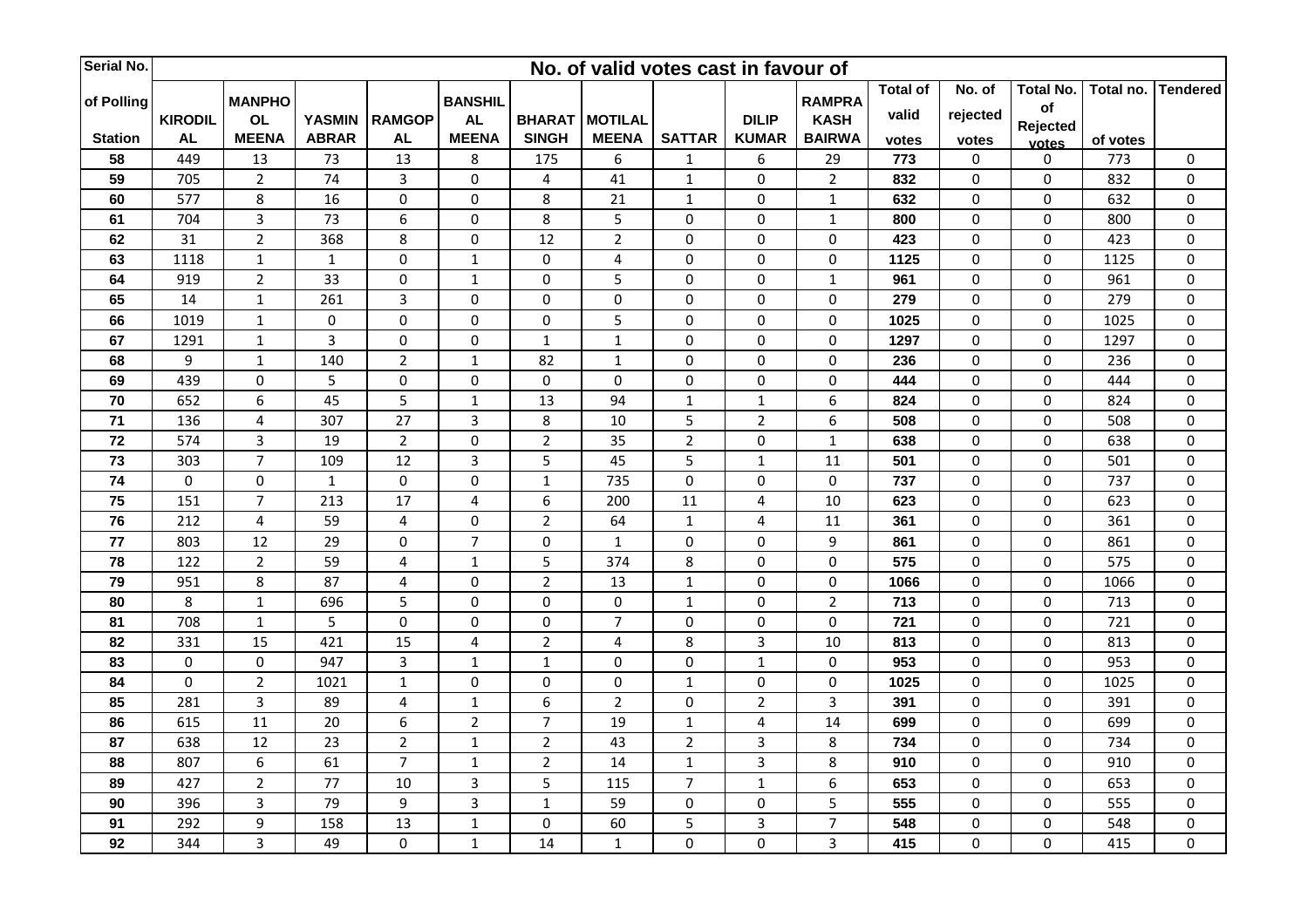| Serial No. of Polling Station | No. of valid votes cast in favour of | | | | | | | | | | Total of valid votes | No. of rejected votes | Total No. of Rejected votes | Total no. of votes | Tendered |
|---|---|---|---|---|---|---|---|---|---|---|---|---|---|---|---|
| | KIRODILAL | MANPHOOL MEENA | YASMIN ABRAR | RAMGOPAL | BANSHILAL MEENA | BHARAT SINGH | MOTILAL MEENA | SATTAR | DILIP KUMAR | RAMPRAKASH BAIRWA | | | | | |
| 58 | 449 | 13 | 73 | 13 | 8 | 175 | 6 | 1 | 6 | 29 | 773 | 0 | 0 | 773 | 0 |
| 59 | 705 | 2 | 74 | 3 | 0 | 4 | 41 | 1 | 0 | 2 | 832 | 0 | 0 | 832 | 0 |
| 60 | 577 | 8 | 16 | 0 | 0 | 8 | 21 | 1 | 0 | 1 | 632 | 0 | 0 | 632 | 0 |
| 61 | 704 | 3 | 73 | 6 | 0 | 8 | 5 | 0 | 0 | 1 | 800 | 0 | 0 | 800 | 0 |
| 62 | 31 | 2 | 368 | 8 | 0 | 12 | 2 | 0 | 0 | 0 | 423 | 0 | 0 | 423 | 0 |
| 63 | 1118 | 1 | 1 | 0 | 1 | 0 | 4 | 0 | 0 | 0 | 1125 | 0 | 0 | 1125 | 0 |
| 64 | 919 | 2 | 33 | 0 | 1 | 0 | 5 | 0 | 0 | 1 | 961 | 0 | 0 | 961 | 0 |
| 65 | 14 | 1 | 261 | 3 | 0 | 0 | 0 | 0 | 0 | 0 | 279 | 0 | 0 | 279 | 0 |
| 66 | 1019 | 1 | 0 | 0 | 0 | 0 | 5 | 0 | 0 | 0 | 1025 | 0 | 0 | 1025 | 0 |
| 67 | 1291 | 1 | 3 | 0 | 0 | 1 | 1 | 0 | 0 | 0 | 1297 | 0 | 0 | 1297 | 0 |
| 68 | 9 | 1 | 140 | 2 | 1 | 82 | 1 | 0 | 0 | 0 | 236 | 0 | 0 | 236 | 0 |
| 69 | 439 | 0 | 5 | 0 | 0 | 0 | 0 | 0 | 0 | 0 | 444 | 0 | 0 | 444 | 0 |
| 70 | 652 | 6 | 45 | 5 | 1 | 13 | 94 | 1 | 1 | 6 | 824 | 0 | 0 | 824 | 0 |
| 71 | 136 | 4 | 307 | 27 | 3 | 8 | 10 | 5 | 2 | 6 | 508 | 0 | 0 | 508 | 0 |
| 72 | 574 | 3 | 19 | 2 | 0 | 2 | 35 | 2 | 0 | 1 | 638 | 0 | 0 | 638 | 0 |
| 73 | 303 | 7 | 109 | 12 | 3 | 5 | 45 | 5 | 1 | 11 | 501 | 0 | 0 | 501 | 0 |
| 74 | 0 | 0 | 1 | 0 | 0 | 1 | 735 | 0 | 0 | 0 | 737 | 0 | 0 | 737 | 0 |
| 75 | 151 | 7 | 213 | 17 | 4 | 6 | 200 | 11 | 4 | 10 | 623 | 0 | 0 | 623 | 0 |
| 76 | 212 | 4 | 59 | 4 | 0 | 2 | 64 | 1 | 4 | 11 | 361 | 0 | 0 | 361 | 0 |
| 77 | 803 | 12 | 29 | 0 | 7 | 0 | 1 | 0 | 0 | 9 | 861 | 0 | 0 | 861 | 0 |
| 78 | 122 | 2 | 59 | 4 | 1 | 5 | 374 | 8 | 0 | 0 | 575 | 0 | 0 | 575 | 0 |
| 79 | 951 | 8 | 87 | 4 | 0 | 2 | 13 | 1 | 0 | 0 | 1066 | 0 | 0 | 1066 | 0 |
| 80 | 8 | 1 | 696 | 5 | 0 | 0 | 0 | 1 | 0 | 2 | 713 | 0 | 0 | 713 | 0 |
| 81 | 708 | 1 | 5 | 0 | 0 | 0 | 7 | 0 | 0 | 0 | 721 | 0 | 0 | 721 | 0 |
| 82 | 331 | 15 | 421 | 15 | 4 | 2 | 4 | 8 | 3 | 10 | 813 | 0 | 0 | 813 | 0 |
| 83 | 0 | 0 | 947 | 3 | 1 | 1 | 0 | 0 | 1 | 0 | 953 | 0 | 0 | 953 | 0 |
| 84 | 0 | 2 | 1021 | 1 | 0 | 0 | 0 | 1 | 0 | 0 | 1025 | 0 | 0 | 1025 | 0 |
| 85 | 281 | 3 | 89 | 4 | 1 | 6 | 2 | 0 | 2 | 3 | 391 | 0 | 0 | 391 | 0 |
| 86 | 615 | 11 | 20 | 6 | 2 | 7 | 19 | 1 | 4 | 14 | 699 | 0 | 0 | 699 | 0 |
| 87 | 638 | 12 | 23 | 2 | 1 | 2 | 43 | 2 | 3 | 8 | 734 | 0 | 0 | 734 | 0 |
| 88 | 807 | 6 | 61 | 7 | 1 | 2 | 14 | 1 | 3 | 8 | 910 | 0 | 0 | 910 | 0 |
| 89 | 427 | 2 | 77 | 10 | 3 | 5 | 115 | 7 | 1 | 6 | 653 | 0 | 0 | 653 | 0 |
| 90 | 396 | 3 | 79 | 9 | 3 | 1 | 59 | 0 | 0 | 5 | 555 | 0 | 0 | 555 | 0 |
| 91 | 292 | 9 | 158 | 13 | 1 | 0 | 60 | 5 | 3 | 7 | 548 | 0 | 0 | 548 | 0 |
| 92 | 344 | 3 | 49 | 0 | 1 | 14 | 1 | 0 | 0 | 3 | 415 | 0 | 0 | 415 | 0 |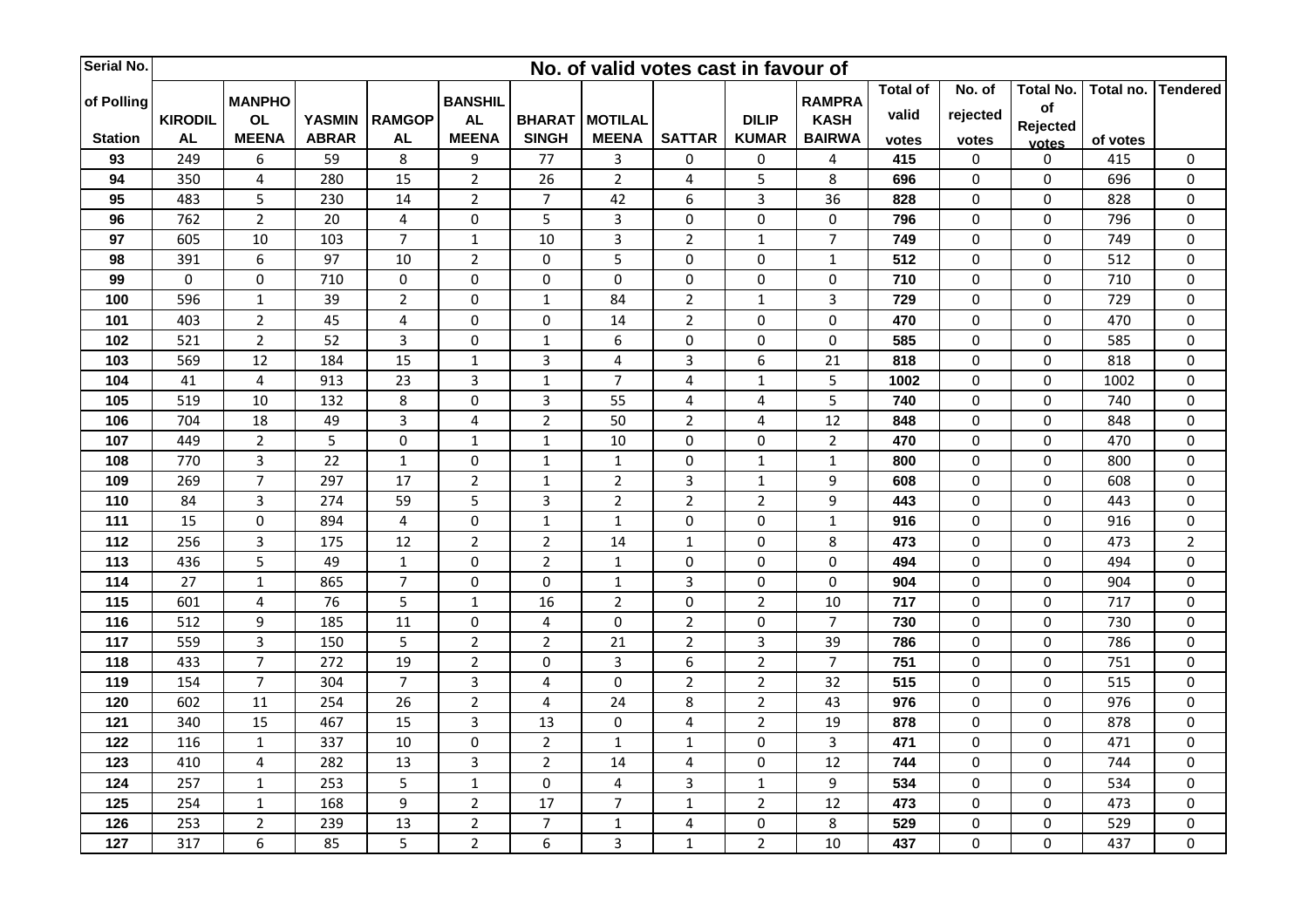| Serial No. of Polling Station | No. of valid votes cast in favour of | | | | | | | | | | Total of valid votes | No. of rejected votes | Total No. of Rejected votes | Total no. of votes | Tendered |
|---|---|---|---|---|---|---|---|---|---|---|---|---|---|---|---|
| | KIRODILAL | MANPHOOL MEENA | YASMIN ABRAR | RAMGOPAL | BANSHILAL MEENA | BHARAT SINGH | MOTILAL MEENA | SATTAR | DILIP KUMAR | RAMPRAKASH BAIRWA | | | | | |
| 93 | 249 | 6 | 59 | 8 | 9 | 77 | 3 | 0 | 0 | 4 | 415 | 0 | 0 | 415 | 0 |
| 94 | 350 | 4 | 280 | 15 | 2 | 26 | 2 | 4 | 5 | 8 | 696 | 0 | 0 | 696 | 0 |
| 95 | 483 | 5 | 230 | 14 | 2 | 7 | 42 | 6 | 3 | 36 | 828 | 0 | 0 | 828 | 0 |
| 96 | 762 | 2 | 20 | 4 | 0 | 5 | 3 | 0 | 0 | 0 | 796 | 0 | 0 | 796 | 0 |
| 97 | 605 | 10 | 103 | 7 | 1 | 10 | 3 | 2 | 1 | 7 | 749 | 0 | 0 | 749 | 0 |
| 98 | 391 | 6 | 97 | 10 | 2 | 0 | 5 | 0 | 0 | 1 | 512 | 0 | 0 | 512 | 0 |
| 99 | 0 | 0 | 710 | 0 | 0 | 0 | 0 | 0 | 0 | 0 | 710 | 0 | 0 | 710 | 0 |
| 100 | 596 | 1 | 39 | 2 | 0 | 1 | 84 | 2 | 1 | 3 | 729 | 0 | 0 | 729 | 0 |
| 101 | 403 | 2 | 45 | 4 | 0 | 0 | 14 | 2 | 0 | 0 | 470 | 0 | 0 | 470 | 0 |
| 102 | 521 | 2 | 52 | 3 | 0 | 1 | 6 | 0 | 0 | 0 | 585 | 0 | 0 | 585 | 0 |
| 103 | 569 | 12 | 184 | 15 | 1 | 3 | 4 | 3 | 6 | 21 | 818 | 0 | 0 | 818 | 0 |
| 104 | 41 | 4 | 913 | 23 | 3 | 1 | 7 | 4 | 1 | 5 | 1002 | 0 | 0 | 1002 | 0 |
| 105 | 519 | 10 | 132 | 8 | 0 | 3 | 55 | 4 | 4 | 5 | 740 | 0 | 0 | 740 | 0 |
| 106 | 704 | 18 | 49 | 3 | 4 | 2 | 50 | 2 | 4 | 12 | 848 | 0 | 0 | 848 | 0 |
| 107 | 449 | 2 | 5 | 0 | 1 | 1 | 10 | 0 | 0 | 2 | 470 | 0 | 0 | 470 | 0 |
| 108 | 770 | 3 | 22 | 1 | 0 | 1 | 1 | 0 | 1 | 1 | 800 | 0 | 0 | 800 | 0 |
| 109 | 269 | 7 | 297 | 17 | 2 | 1 | 2 | 3 | 1 | 9 | 608 | 0 | 0 | 608 | 0 |
| 110 | 84 | 3 | 274 | 59 | 5 | 3 | 2 | 2 | 2 | 9 | 443 | 0 | 0 | 443 | 0 |
| 111 | 15 | 0 | 894 | 4 | 0 | 1 | 1 | 0 | 0 | 1 | 916 | 0 | 0 | 916 | 0 |
| 112 | 256 | 3 | 175 | 12 | 2 | 2 | 14 | 1 | 0 | 8 | 473 | 0 | 0 | 473 | 2 |
| 113 | 436 | 5 | 49 | 1 | 0 | 2 | 1 | 0 | 0 | 0 | 494 | 0 | 0 | 494 | 0 |
| 114 | 27 | 1 | 865 | 7 | 0 | 0 | 1 | 3 | 0 | 0 | 904 | 0 | 0 | 904 | 0 |
| 115 | 601 | 4 | 76 | 5 | 1 | 16 | 2 | 0 | 2 | 10 | 717 | 0 | 0 | 717 | 0 |
| 116 | 512 | 9 | 185 | 11 | 0 | 4 | 0 | 2 | 0 | 7 | 730 | 0 | 0 | 730 | 0 |
| 117 | 559 | 3 | 150 | 5 | 2 | 2 | 21 | 2 | 3 | 39 | 786 | 0 | 0 | 786 | 0 |
| 118 | 433 | 7 | 272 | 19 | 2 | 0 | 3 | 6 | 2 | 7 | 751 | 0 | 0 | 751 | 0 |
| 119 | 154 | 7 | 304 | 7 | 3 | 4 | 0 | 2 | 2 | 32 | 515 | 0 | 0 | 515 | 0 |
| 120 | 602 | 11 | 254 | 26 | 2 | 4 | 24 | 8 | 2 | 43 | 976 | 0 | 0 | 976 | 0 |
| 121 | 340 | 15 | 467 | 15 | 3 | 13 | 0 | 4 | 2 | 19 | 878 | 0 | 0 | 878 | 0 |
| 122 | 116 | 1 | 337 | 10 | 0 | 2 | 1 | 1 | 0 | 3 | 471 | 0 | 0 | 471 | 0 |
| 123 | 410 | 4 | 282 | 13 | 3 | 2 | 14 | 4 | 0 | 12 | 744 | 0 | 0 | 744 | 0 |
| 124 | 257 | 1 | 253 | 5 | 1 | 0 | 4 | 3 | 1 | 9 | 534 | 0 | 0 | 534 | 0 |
| 125 | 254 | 1 | 168 | 9 | 2 | 17 | 7 | 1 | 2 | 12 | 473 | 0 | 0 | 473 | 0 |
| 126 | 253 | 2 | 239 | 13 | 2 | 7 | 1 | 4 | 0 | 8 | 529 | 0 | 0 | 529 | 0 |
| 127 | 317 | 6 | 85 | 5 | 2 | 6 | 3 | 1 | 2 | 10 | 437 | 0 | 0 | 437 | 0 |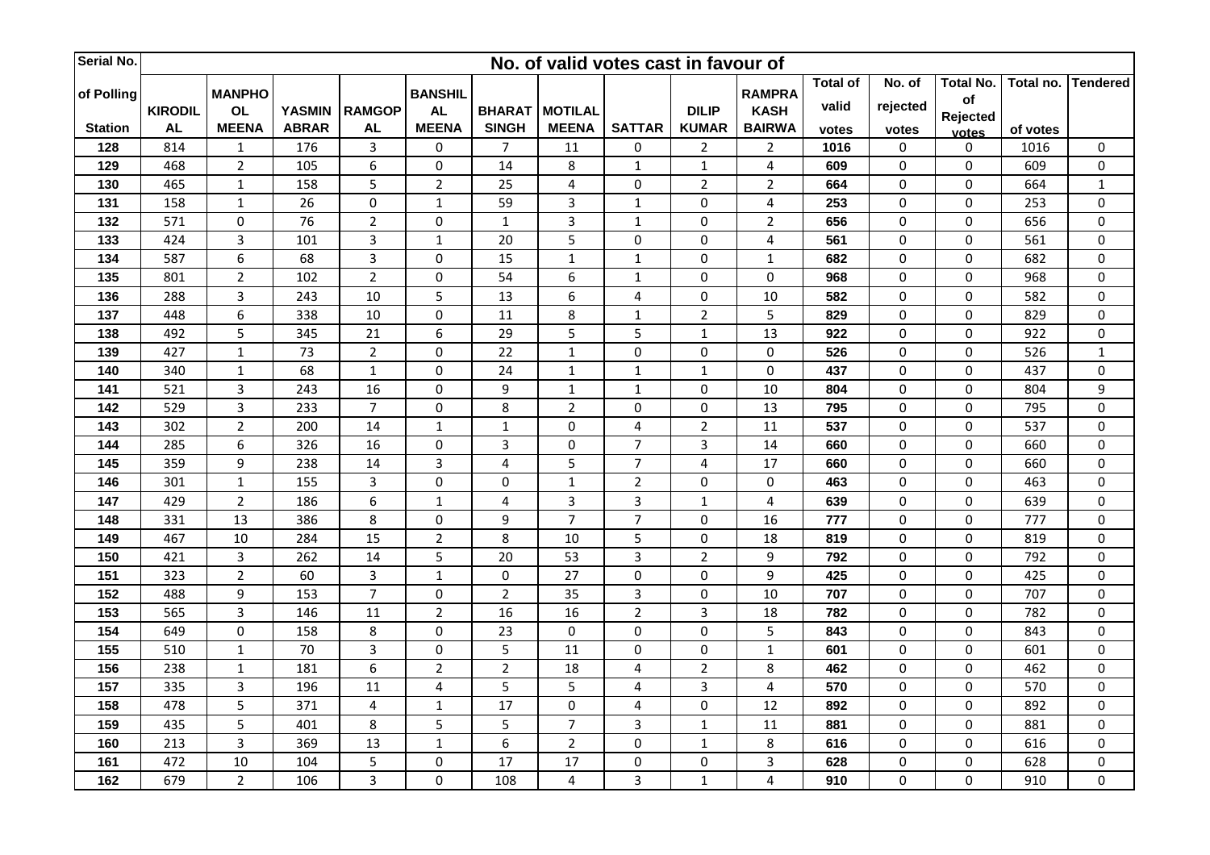| Serial No. of Polling Station | No. of valid votes cast in favour of | | | | | | | | | | Total of valid votes | No. of rejected votes | Total No. of Rejected votes | Total no. of votes | Tendered |
|---|---|---|---|---|---|---|---|---|---|---|---|---|---|---|---|
| | KIRODIL AL | MANPHO OL MEENA | YASMIN ABRAR | RAMGOP AL | BANSHIL AL MEENA | BHARAT SINGH | MOTILAL MEENA | SATTAR | DILIP KUMAR | RAMPRA KASH BAIRWA | | | | | |
| 128 | 814 | 1 | 176 | 3 | 0 | 7 | 11 | 0 | 2 | 2 | 1016 | 0 | 0 | 1016 | 0 |
| 129 | 468 | 2 | 105 | 6 | 0 | 14 | 8 | 1 | 1 | 4 | 609 | 0 | 0 | 609 | 0 |
| 130 | 465 | 1 | 158 | 5 | 2 | 25 | 4 | 0 | 2 | 2 | 664 | 0 | 0 | 664 | 1 |
| 131 | 158 | 1 | 26 | 0 | 1 | 59 | 3 | 1 | 0 | 4 | 253 | 0 | 0 | 253 | 0 |
| 132 | 571 | 0 | 76 | 2 | 0 | 1 | 3 | 1 | 0 | 2 | 656 | 0 | 0 | 656 | 0 |
| 133 | 424 | 3 | 101 | 3 | 1 | 20 | 5 | 0 | 0 | 4 | 561 | 0 | 0 | 561 | 0 |
| 134 | 587 | 6 | 68 | 3 | 0 | 15 | 1 | 1 | 0 | 1 | 682 | 0 | 0 | 682 | 0 |
| 135 | 801 | 2 | 102 | 2 | 0 | 54 | 6 | 1 | 0 | 0 | 968 | 0 | 0 | 968 | 0 |
| 136 | 288 | 3 | 243 | 10 | 5 | 13 | 6 | 4 | 0 | 10 | 582 | 0 | 0 | 582 | 0 |
| 137 | 448 | 6 | 338 | 10 | 0 | 11 | 8 | 1 | 2 | 5 | 829 | 0 | 0 | 829 | 0 |
| 138 | 492 | 5 | 345 | 21 | 6 | 29 | 5 | 5 | 1 | 13 | 922 | 0 | 0 | 922 | 0 |
| 139 | 427 | 1 | 73 | 2 | 0 | 22 | 1 | 0 | 0 | 0 | 526 | 0 | 0 | 526 | 1 |
| 140 | 340 | 1 | 68 | 1 | 0 | 24 | 1 | 1 | 1 | 0 | 437 | 0 | 0 | 437 | 0 |
| 141 | 521 | 3 | 243 | 16 | 0 | 9 | 1 | 1 | 0 | 10 | 804 | 0 | 0 | 804 | 9 |
| 142 | 529 | 3 | 233 | 7 | 0 | 8 | 2 | 0 | 0 | 13 | 795 | 0 | 0 | 795 | 0 |
| 143 | 302 | 2 | 200 | 14 | 1 | 1 | 0 | 4 | 2 | 11 | 537 | 0 | 0 | 537 | 0 |
| 144 | 285 | 6 | 326 | 16 | 0 | 3 | 0 | 7 | 3 | 14 | 660 | 0 | 0 | 660 | 0 |
| 145 | 359 | 9 | 238 | 14 | 3 | 4 | 5 | 7 | 4 | 17 | 660 | 0 | 0 | 660 | 0 |
| 146 | 301 | 1 | 155 | 3 | 0 | 0 | 1 | 2 | 0 | 0 | 463 | 0 | 0 | 463 | 0 |
| 147 | 429 | 2 | 186 | 6 | 1 | 4 | 3 | 3 | 1 | 4 | 639 | 0 | 0 | 639 | 0 |
| 148 | 331 | 13 | 386 | 8 | 0 | 9 | 7 | 7 | 0 | 16 | 777 | 0 | 0 | 777 | 0 |
| 149 | 467 | 10 | 284 | 15 | 2 | 8 | 10 | 5 | 0 | 18 | 819 | 0 | 0 | 819 | 0 |
| 150 | 421 | 3 | 262 | 14 | 5 | 20 | 53 | 3 | 2 | 9 | 792 | 0 | 0 | 792 | 0 |
| 151 | 323 | 2 | 60 | 3 | 1 | 0 | 27 | 0 | 0 | 9 | 425 | 0 | 0 | 425 | 0 |
| 152 | 488 | 9 | 153 | 7 | 0 | 2 | 35 | 3 | 0 | 10 | 707 | 0 | 0 | 707 | 0 |
| 153 | 565 | 3 | 146 | 11 | 2 | 16 | 16 | 2 | 3 | 18 | 782 | 0 | 0 | 782 | 0 |
| 154 | 649 | 0 | 158 | 8 | 0 | 23 | 0 | 0 | 0 | 5 | 843 | 0 | 0 | 843 | 0 |
| 155 | 510 | 1 | 70 | 3 | 0 | 5 | 11 | 0 | 0 | 1 | 601 | 0 | 0 | 601 | 0 |
| 156 | 238 | 1 | 181 | 6 | 2 | 2 | 18 | 4 | 2 | 8 | 462 | 0 | 0 | 462 | 0 |
| 157 | 335 | 3 | 196 | 11 | 4 | 5 | 5 | 4 | 3 | 4 | 570 | 0 | 0 | 570 | 0 |
| 158 | 478 | 5 | 371 | 4 | 1 | 17 | 0 | 4 | 0 | 12 | 892 | 0 | 0 | 892 | 0 |
| 159 | 435 | 5 | 401 | 8 | 5 | 5 | 7 | 3 | 1 | 11 | 881 | 0 | 0 | 881 | 0 |
| 160 | 213 | 3 | 369 | 13 | 1 | 6 | 2 | 0 | 1 | 8 | 616 | 0 | 0 | 616 | 0 |
| 161 | 472 | 10 | 104 | 5 | 0 | 17 | 17 | 0 | 0 | 3 | 628 | 0 | 0 | 628 | 0 |
| 162 | 679 | 2 | 106 | 3 | 0 | 108 | 4 | 3 | 1 | 4 | 910 | 0 | 0 | 910 | 0 |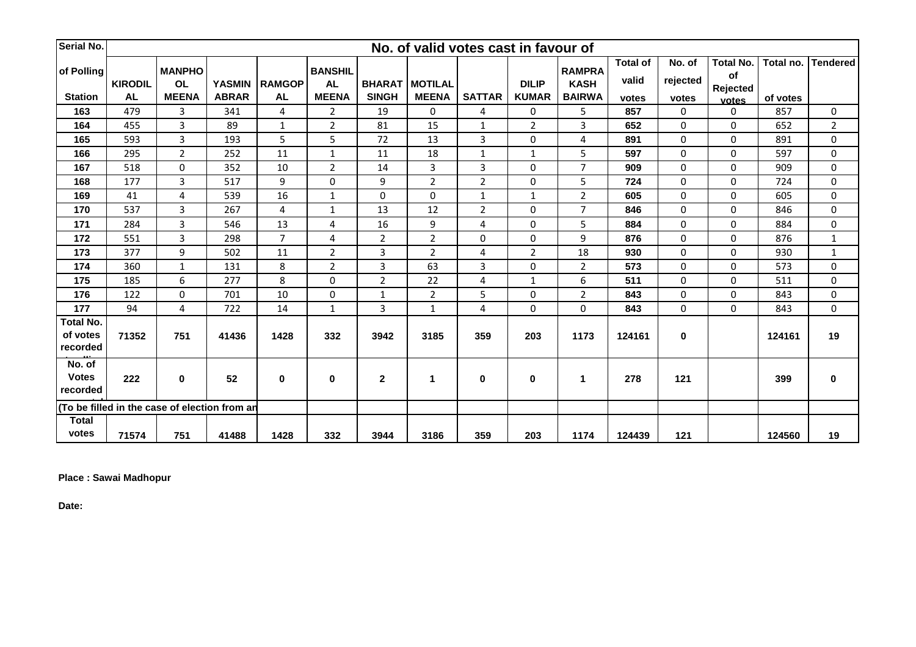| Serial No. of Polling Station | No. of valid votes cast in favour of | | | | | | | | | | Total of valid votes | No. of rejected votes | Total No. of Rejected votes | Total no. of votes | Tendered |
|---|---|---|---|---|---|---|---|---|---|---|---|---|---|---|---|
| | KIRODILAL | MANPHOOL MEENA | YASMIN ABRAR | RAMGOPAL | BANSHILAL MEENA | BHARAT SINGH | MOTILAL MEENA | SATTAR | DILIP KUMAR | RAMPRAKASH BAIRWA | | | | | |
| 163 | 479 | 3 | 341 | 4 | 2 | 19 | 0 | 4 | 0 | 5 | 857 | 0 | 0 | 857 | 0 |
| 164 | 455 | 3 | 89 | 1 | 2 | 81 | 15 | 1 | 2 | 3 | 652 | 0 | 0 | 652 | 2 |
| 165 | 593 | 3 | 193 | 5 | 5 | 72 | 13 | 3 | 0 | 4 | 891 | 0 | 0 | 891 | 0 |
| 166 | 295 | 2 | 252 | 11 | 1 | 11 | 18 | 1 | 1 | 5 | 597 | 0 | 0 | 597 | 0 |
| 167 | 518 | 0 | 352 | 10 | 2 | 14 | 3 | 3 | 0 | 7 | 909 | 0 | 0 | 909 | 0 |
| 168 | 177 | 3 | 517 | 9 | 0 | 9 | 2 | 2 | 0 | 5 | 724 | 0 | 0 | 724 | 0 |
| 169 | 41 | 4 | 539 | 16 | 1 | 0 | 0 | 1 | 1 | 2 | 605 | 0 | 0 | 605 | 0 |
| 170 | 537 | 3 | 267 | 4 | 1 | 13 | 12 | 2 | 0 | 7 | 846 | 0 | 0 | 846 | 0 |
| 171 | 284 | 3 | 546 | 13 | 4 | 16 | 9 | 4 | 0 | 5 | 884 | 0 | 0 | 884 | 0 |
| 172 | 551 | 3 | 298 | 7 | 4 | 2 | 2 | 0 | 0 | 9 | 876 | 0 | 0 | 876 | 1 |
| 173 | 377 | 9 | 502 | 11 | 2 | 3 | 2 | 4 | 2 | 18 | 930 | 0 | 0 | 930 | 1 |
| 174 | 360 | 1 | 131 | 8 | 2 | 3 | 63 | 3 | 0 | 2 | 573 | 0 | 0 | 573 | 0 |
| 175 | 185 | 6 | 277 | 8 | 0 | 2 | 22 | 4 | 1 | 6 | 511 | 0 | 0 | 511 | 0 |
| 176 | 122 | 0 | 701 | 10 | 0 | 1 | 2 | 5 | 0 | 2 | 843 | 0 | 0 | 843 | 0 |
| 177 | 94 | 4 | 722 | 14 | 1 | 3 | 1 | 4 | 0 | 0 | 843 | 0 | 0 | 843 | 0 |
| **Total No. of votes recorded** | **71352** | **751** | **41436** | **1428** | **332** | **3942** | **3185** | **359** | **203** | **1173** | **124161** | **0** | | **124161** | **19** |
| **No. of Votes recorded** | **222** | **0** | **52** | **0** | **0** | **2** | **1** | **0** | **0** | **1** | **278** | **121** | | **399** | **0** |
| (To be filled in the case of election from an | | | | | | | | | | | | | | | |
| **Total votes** | **71574** | **751** | **41488** | **1428** | **332** | **3944** | **3186** | **359** | **203** | **1174** | **124439** | **121** | | **124560** | **19** |

**Place : Sawai Madhopur**

**Date:**